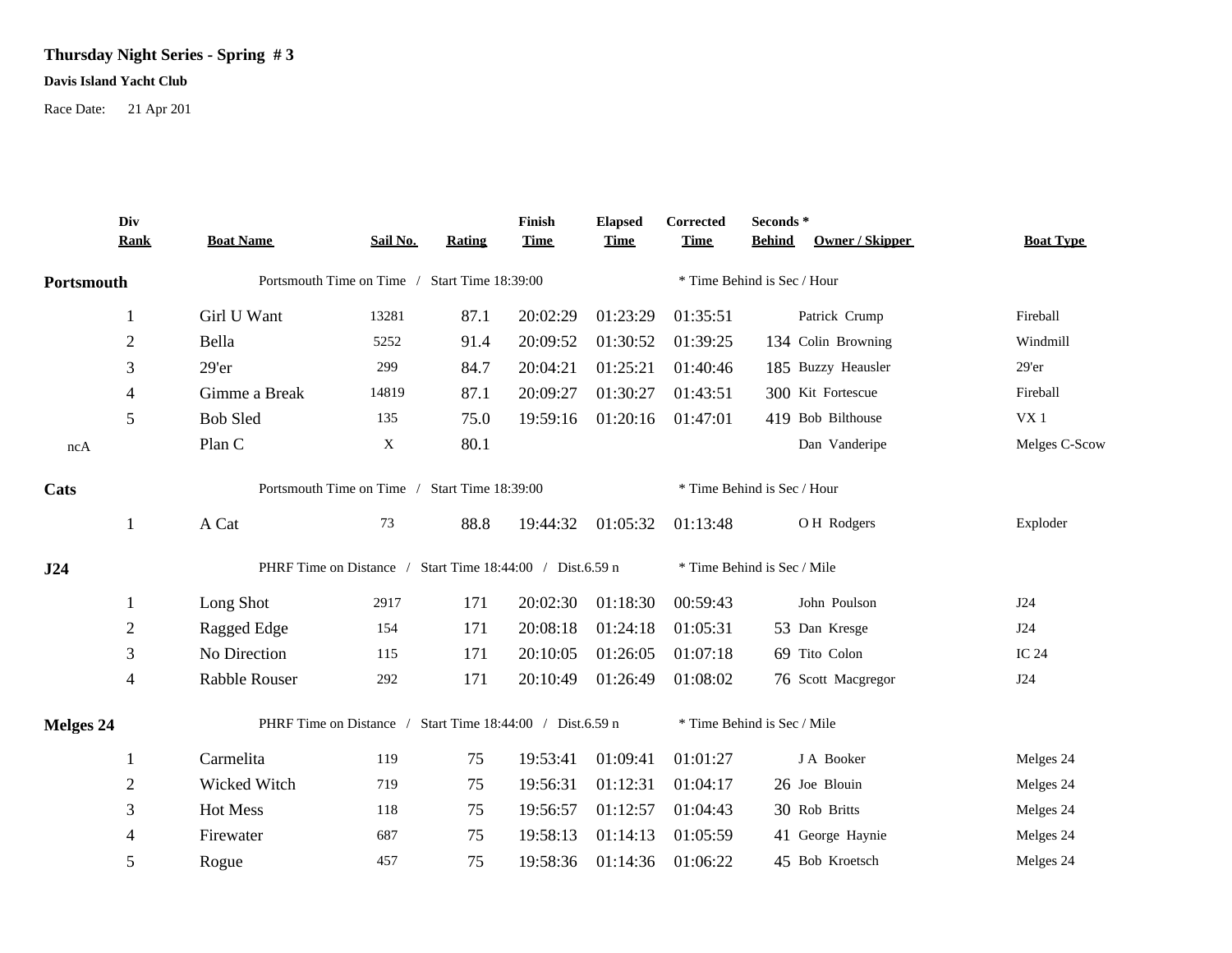**Thursday Night Series - Spring # 3**

**Davis Island Yacht Club**

Race Date: 21 Apr 201

| Div Rank | Boat Name | Sail No. | Rating | Finish Time | Elapsed Time | Corrected Time | Seconds * Behind | Owner / Skipper | Boat Type |
|---|---|---|---|---|---|---|---|---|---|
| **Portsmouth** | Portsmouth Time on Time / Start Time 18:39:00 | | | | | * Time Behind is Sec / Hour | | | |
| 1 | Girl U Want | 13281 | 87.1 | 20:02:29 | 01:23:29 | 01:35:51 | | Patrick Crump | Fireball |
| 2 | Bella | 5252 | 91.4 | 20:09:52 | 01:30:52 | 01:39:25 | 134 | Colin Browning | Windmill |
| 3 | 29'er | 299 | 84.7 | 20:04:21 | 01:25:21 | 01:40:46 | 185 | Buzzy Heausler | 29'er |
| 4 | Gimme a Break | 14819 | 87.1 | 20:09:27 | 01:30:27 | 01:43:51 | 300 | Kit Fortescue | Fireball |
| 5 | Bob Sled | 135 | 75.0 | 19:59:16 | 01:20:16 | 01:47:01 | 419 | Bob Bilthouse | VX 1 |
| ncA | Plan C | X | 80.1 | | | | | Dan Vanderipe | Melges C-Scow |
| **Cats** | Portsmouth Time on Time / Start Time 18:39:00 | | | | | * Time Behind is Sec / Hour | | | |
| 1 | A Cat | 73 | 88.8 | 19:44:32 | 01:05:32 | 01:13:48 | | O H Rodgers | Exploder |
| **J24** | PHRF Time on Distance / Start Time 18:44:00 / Dist.6.59 n | | | | | * Time Behind is Sec / Mile | | | |
| 1 | Long Shot | 2917 | 171 | 20:02:30 | 01:18:30 | 00:59:43 | | John Poulson | J24 |
| 2 | Ragged Edge | 154 | 171 | 20:08:18 | 01:24:18 | 01:05:31 | 53 | Dan Kresge | J24 |
| 3 | No Direction | 115 | 171 | 20:10:05 | 01:26:05 | 01:07:18 | 69 | Tito Colon | IC 24 |
| 4 | Rabble Rouser | 292 | 171 | 20:10:49 | 01:26:49 | 01:08:02 | 76 | Scott Macgregor | J24 |
| **Melges 24** | PHRF Time on Distance / Start Time 18:44:00 / Dist.6.59 n | | | | | * Time Behind is Sec / Mile | | | |
| 1 | Carmelita | 119 | 75 | 19:53:41 | 01:09:41 | 01:01:27 | | J A Booker | Melges 24 |
| 2 | Wicked Witch | 719 | 75 | 19:56:31 | 01:12:31 | 01:04:17 | 26 | Joe Blouin | Melges 24 |
| 3 | Hot Mess | 118 | 75 | 19:56:57 | 01:12:57 | 01:04:43 | 30 | Rob Britts | Melges 24 |
| 4 | Firewater | 687 | 75 | 19:58:13 | 01:14:13 | 01:05:59 | 41 | George Haynie | Melges 24 |
| 5 | Rogue | 457 | 75 | 19:58:36 | 01:14:36 | 01:06:22 | 45 | Bob Kroetsch | Melges 24 |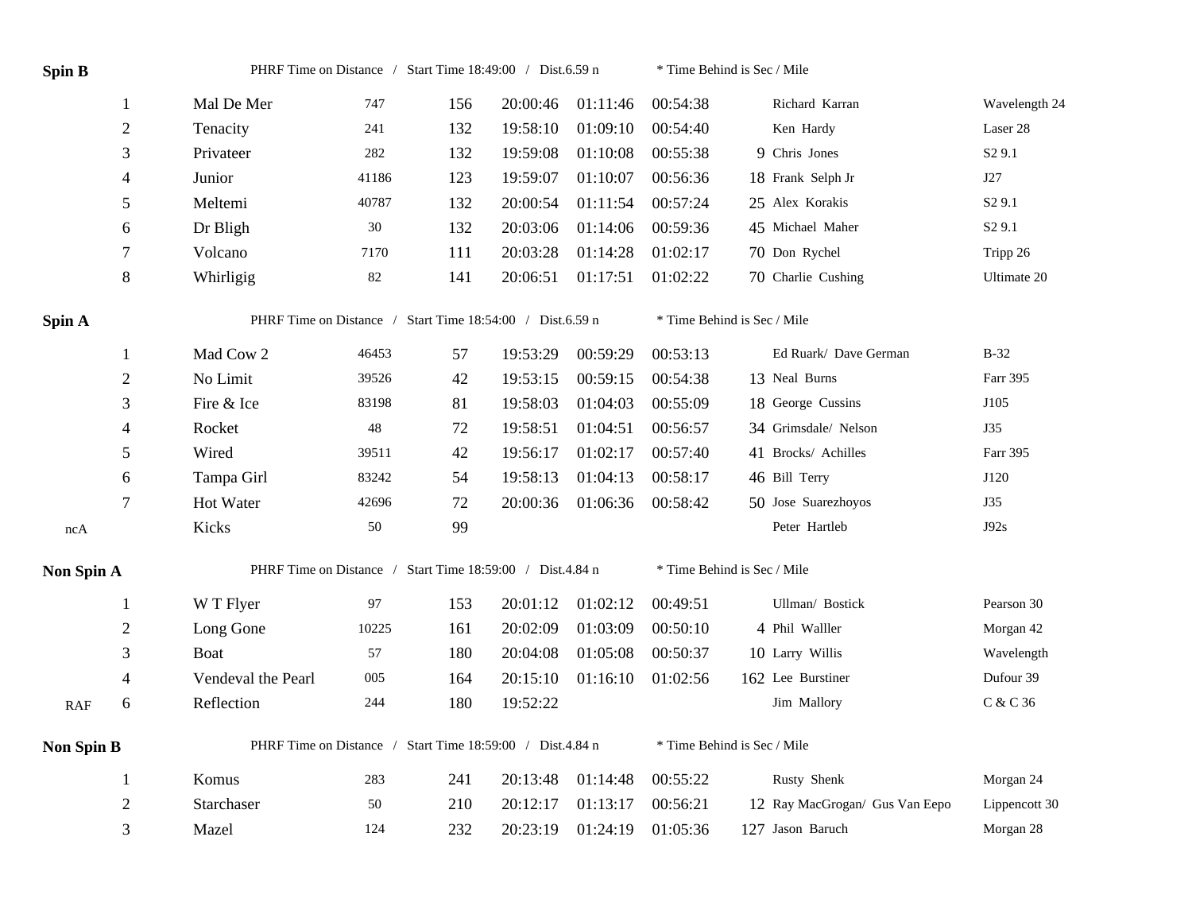**Spin B** PHRF Time on Distance / Start Time 18:49:00 / Dist.6.59 n * Time Behind is Sec / Mile

| | Place | Boat | Sail # | PHRF | Finish | Elapsed | Corrected | Behind | Skipper | Boat Type |
|---|---|---|---|---|---|---|---|---|---|---|
| | 1 | Mal De Mer | 747 | 156 | 20:00:46 | 01:11:46 | 00:54:38 | | Richard Karran | Wavelength 24 |
| | 2 | Tenacity | 241 | 132 | 19:58:10 | 01:09:10 | 00:54:40 | | Ken Hardy | Laser 28 |
| | 3 | Privateer | 282 | 132 | 19:59:08 | 01:10:08 | 00:55:38 | 9 | Chris Jones | S2 9.1 |
| | 4 | Junior | 41186 | 123 | 19:59:07 | 01:10:07 | 00:56:36 | 18 | Frank Selph Jr | J27 |
| | 5 | Meltemi | 40787 | 132 | 20:00:54 | 01:11:54 | 00:57:24 | 25 | Alex Korakis | S2 9.1 |
| | 6 | Dr Bligh | 30 | 132 | 20:03:06 | 01:14:06 | 00:59:36 | 45 | Michael Maher | S2 9.1 |
| | 7 | Volcano | 7170 | 111 | 20:03:28 | 01:14:28 | 01:02:17 | 70 | Don Rychel | Tripp 26 |
| | 8 | Whirligig | 82 | 141 | 20:06:51 | 01:17:51 | 01:02:22 | 70 | Charlie Cushing | Ultimate 20 |

**Spin A** PHRF Time on Distance / Start Time 18:54:00 / Dist.6.59 n * Time Behind is Sec / Mile

| | Place | Boat | Sail # | PHRF | Finish | Elapsed | Corrected | Behind | Skipper | Boat Type |
|---|---|---|---|---|---|---|---|---|---|---|
| | 1 | Mad Cow 2 | 46453 | 57 | 19:53:29 | 00:59:29 | 00:53:13 | | Ed Ruark/ Dave German | B-32 |
| | 2 | No Limit | 39526 | 42 | 19:53:15 | 00:59:15 | 00:54:38 | 13 | Neal Burns | Farr 395 |
| | 3 | Fire & Ice | 83198 | 81 | 19:58:03 | 01:04:03 | 00:55:09 | 18 | George Cussins | J105 |
| | 4 | Rocket | 48 | 72 | 19:58:51 | 01:04:51 | 00:56:57 | 34 | Grimsdale/ Nelson | J35 |
| | 5 | Wired | 39511 | 42 | 19:56:17 | 01:02:17 | 00:57:40 | 41 | Brocks/ Achilles | Farr 395 |
| | 6 | Tampa Girl | 83242 | 54 | 19:58:13 | 01:04:13 | 00:58:17 | 46 | Bill Terry | J120 |
| | 7 | Hot Water | 42696 | 72 | 20:00:36 | 01:06:36 | 00:58:42 | 50 | Jose Suarezhoyos | J35 |
| ncA | | Kicks | 50 | 99 | | | | | Peter Hartleb | J92s |

**Non Spin A** PHRF Time on Distance / Start Time 18:59:00 / Dist.4.84 n * Time Behind is Sec / Mile

| | Place | Boat | Sail # | PHRF | Finish | Elapsed | Corrected | Behind | Skipper | Boat Type |
|---|---|---|---|---|---|---|---|---|---|---|
| | 1 | W T Flyer | 97 | 153 | 20:01:12 | 01:02:12 | 00:49:51 | | Ullman/ Bostick | Pearson 30 |
| | 2 | Long Gone | 10225 | 161 | 20:02:09 | 01:03:09 | 00:50:10 | 4 | Phil Walller | Morgan 42 |
| | 3 | Boat | 57 | 180 | 20:04:08 | 01:05:08 | 00:50:37 | 10 | Larry Willis | Wavelength |
| | 4 | Vendeval the Pearl | 005 | 164 | 20:15:10 | 01:16:10 | 01:02:56 | 162 | Lee Burstiner | Dufour 39 |
| RAF | 6 | Reflection | 244 | 180 | 19:52:22 | | | | Jim Mallory | C & C 36 |

**Non Spin B** PHRF Time on Distance / Start Time 18:59:00 / Dist.4.84 n * Time Behind is Sec / Mile

| | Place | Boat | Sail # | PHRF | Finish | Elapsed | Corrected | Behind | Skipper | Boat Type |
|---|---|---|---|---|---|---|---|---|---|---|
| | 1 | Komus | 283 | 241 | 20:13:48 | 01:14:48 | 00:55:22 | | Rusty Shenk | Morgan 24 |
| | 2 | Starchaser | 50 | 210 | 20:12:17 | 01:13:17 | 00:56:21 | 12 | Ray MacGrogan/ Gus Van Eepo | Lippencott 30 |
| | 3 | Mazel | 124 | 232 | 20:23:19 | 01:24:19 | 01:05:36 | 127 | Jason Baruch | Morgan 28 |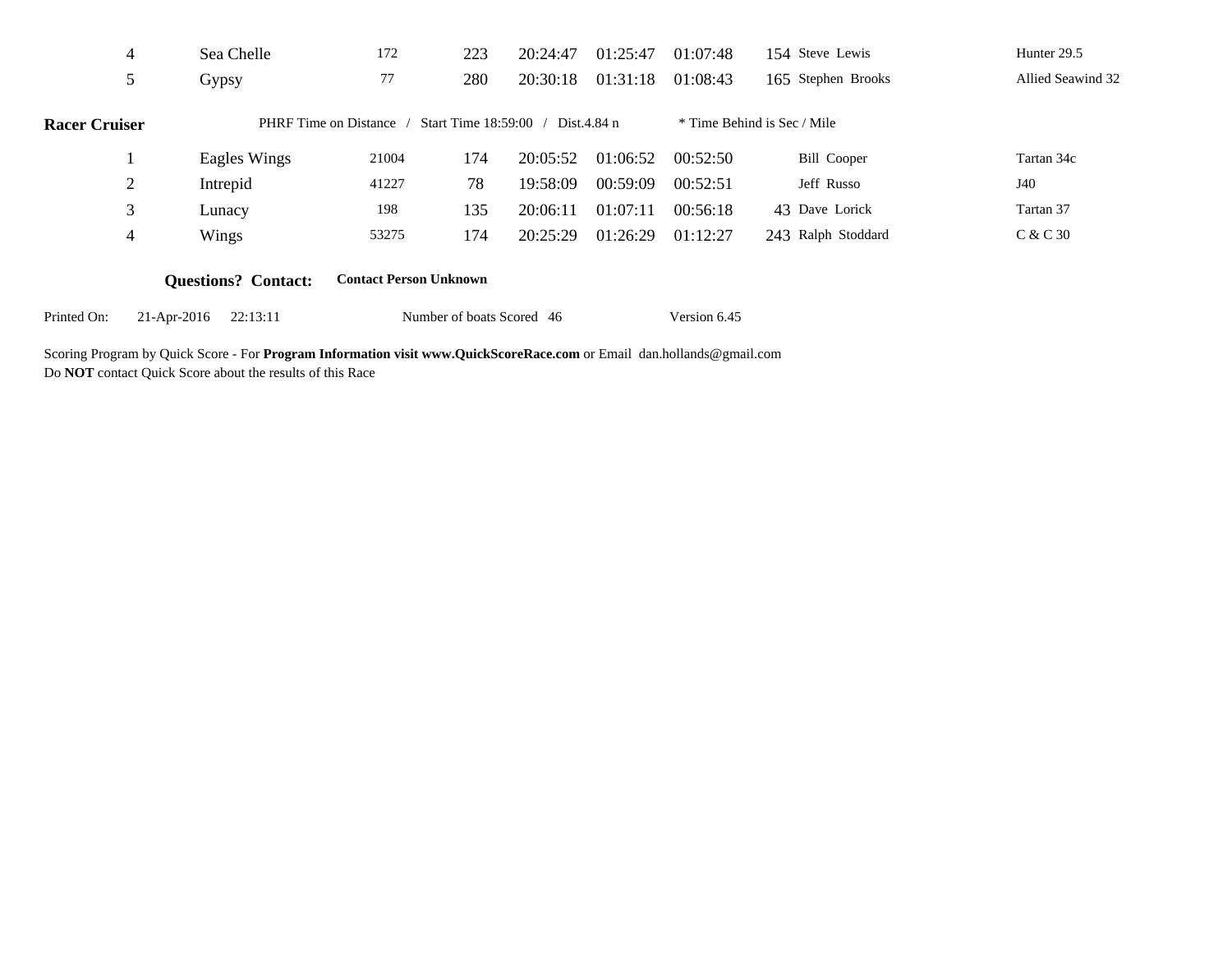| | | | | | | | | | |
|---|---|---|---|---|---|---|---|---|---|
| 4 | Sea Chelle | 172 | 223 | 20:24:47 | 01:25:47 | 01:07:48 | 154 | Steve Lewis | Hunter 29.5 |
| 5 | Gypsy | 77 | 280 | 20:30:18 | 01:31:18 | 01:08:43 | 165 | Stephen Brooks | Allied Seawind 32 |

**Racer Cruiser** PHRF Time on Distance / Start Time 18:59:00 / Dist.4.84 n * Time Behind is Sec / Mile

| | | | | | | | | | |
|---|---|---|---|---|---|---|---|---|---|
| 1 | Eagles Wings | 21004 | 174 | 20:05:52 | 01:06:52 | 00:52:50 | | Bill Cooper | Tartan 34c |
| 2 | Intrepid | 41227 | 78 | 19:58:09 | 00:59:09 | 00:52:51 | | Jeff Russo | J40 |
| 3 | Lunacy | 198 | 135 | 20:06:11 | 01:07:11 | 00:56:18 | 43 | Dave Lorick | Tartan 37 |
| 4 | Wings | 53275 | 174 | 20:25:29 | 01:26:29 | 01:12:27 | 243 | Ralph Stoddard | C & C 30 |

**Questions? Contact:** **Contact Person Unknown**

Printed On: 21-Apr-2016 22:13:11 Number of boats Scored 46 Version 6.45

Scoring Program by Quick Score - For **Program Information visit www.QuickScoreRace.com** or Email dan.hollands@gmail.com
Do **NOT** contact Quick Score about the results of this Race